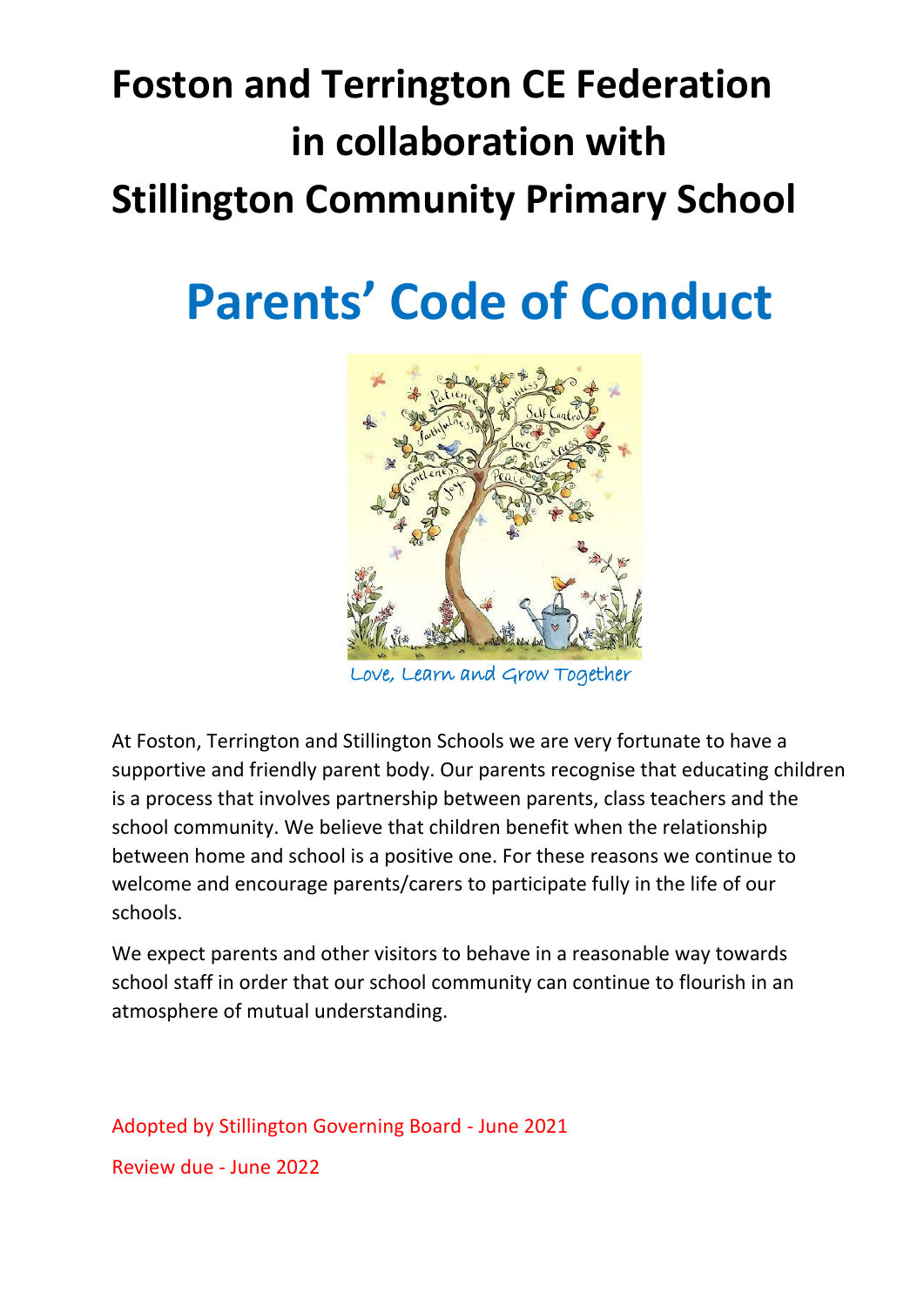# Foston and Terrington CE Federation in collaboration with Stillington Community Primary School

# Parents' Code of Conduct

Love, Learn and Grow Together

At Foston, Terrington and Stillington Schools we are very fortunate to have a supportive and friendly parent body. Our parents recognise that educating children is a process that involves partnership between parents, class teachers and the school community. We believe that children benefit when the relationship between home and school is a positive one. For these reasons we continue to welcome and encourage parents/carers to participate fully in the life of our schools.

We expect parents and other visitors to behave in a reasonable way towards school staff in order that our school community can continue to flourish in an atmosphere of mutual understanding.

Adopted by Stillington Governing Board - June 2021

Review due - June 2022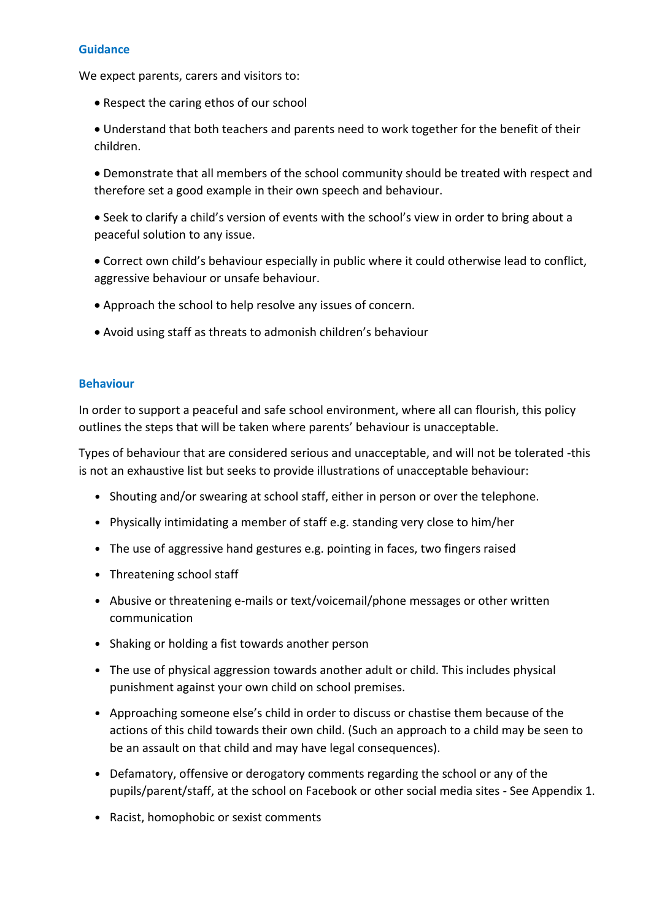## Guidance

We expect parents, carers and visitors to:

- Respect the caring ethos of our school
- Understand that both teachers and parents need to work together for the benefit of their children.
- Demonstrate that all members of the school community should be treated with respect and therefore set a good example in their own speech and behaviour.
- Seek to clarify a child's version of events with the school's view in order to bring about a peaceful solution to any issue.
- Correct own child's behaviour especially in public where it could otherwise lead to conflict, aggressive behaviour or unsafe behaviour.
- Approach the school to help resolve any issues of concern.
- Avoid using staff as threats to admonish children's behaviour

## Behaviour

In order to support a peaceful and safe school environment, where all can flourish, this policy outlines the steps that will be taken where parents' behaviour is unacceptable.

Types of behaviour that are considered serious and unacceptable, and will not be tolerated -this is not an exhaustive list but seeks to provide illustrations of unacceptable behaviour:

- Shouting and/or swearing at school staff, either in person or over the telephone.
- Physically intimidating a member of staff e.g. standing very close to him/her
- The use of aggressive hand gestures e.g. pointing in faces, two fingers raised
- Threatening school staff
- Abusive or threatening e-mails or text/voicemail/phone messages or other written communication
- Shaking or holding a fist towards another person
- The use of physical aggression towards another adult or child. This includes physical punishment against your own child on school premises.
- Approaching someone else's child in order to discuss or chastise them because of the actions of this child towards their own child. (Such an approach to a child may be seen to be an assault on that child and may have legal consequences).
- Defamatory, offensive or derogatory comments regarding the school or any of the pupils/parent/staff, at the school on Facebook or other social media sites - See Appendix 1.
- Racist, homophobic or sexist comments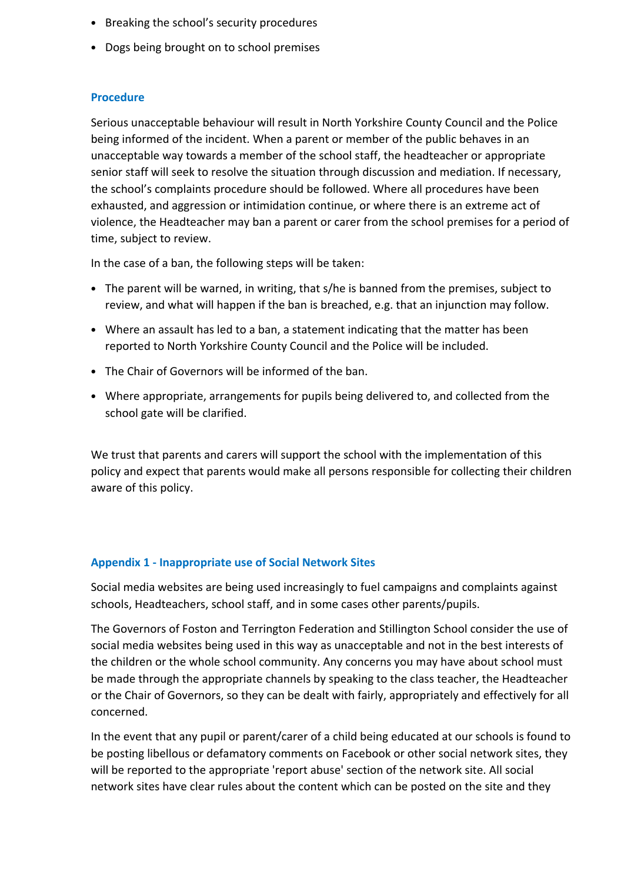- Breaking the school's security procedures
- Dogs being brought on to school premises

### Procedure

Serious unacceptable behaviour will result in North Yorkshire County Council and the Police being informed of the incident. When a parent or member of the public behaves in an unacceptable way towards a member of the school staff, the headteacher or appropriate senior staff will seek to resolve the situation through discussion and mediation. If necessary, the school's complaints procedure should be followed. Where all procedures have been exhausted, and aggression or intimidation continue, or where there is an extreme act of violence, the Headteacher may ban a parent or carer from the school premises for a period of time, subject to review.

In the case of a ban, the following steps will be taken:

- The parent will be warned, in writing, that s/he is banned from the premises, subject to review, and what will happen if the ban is breached, e.g. that an injunction may follow.
- Where an assault has led to a ban, a statement indicating that the matter has been reported to North Yorkshire County Council and the Police will be included.
- The Chair of Governors will be informed of the ban.
- Where appropriate, arrangements for pupils being delivered to, and collected from the school gate will be clarified.

We trust that parents and carers will support the school with the implementation of this policy and expect that parents would make all persons responsible for collecting their children aware of this policy.

### Appendix 1 - Inappropriate use of Social Network Sites

Social media websites are being used increasingly to fuel campaigns and complaints against schools, Headteachers, school staff, and in some cases other parents/pupils.

The Governors of Foston and Terrington Federation and Stillington School consider the use of social media websites being used in this way as unacceptable and not in the best interests of the children or the whole school community. Any concerns you may have about school must be made through the appropriate channels by speaking to the class teacher, the Headteacher or the Chair of Governors, so they can be dealt with fairly, appropriately and effectively for all concerned.

In the event that any pupil or parent/carer of a child being educated at our schools is found to be posting libellous or defamatory comments on Facebook or other social network sites, they will be reported to the appropriate 'report abuse' section of the network site. All social network sites have clear rules about the content which can be posted on the site and they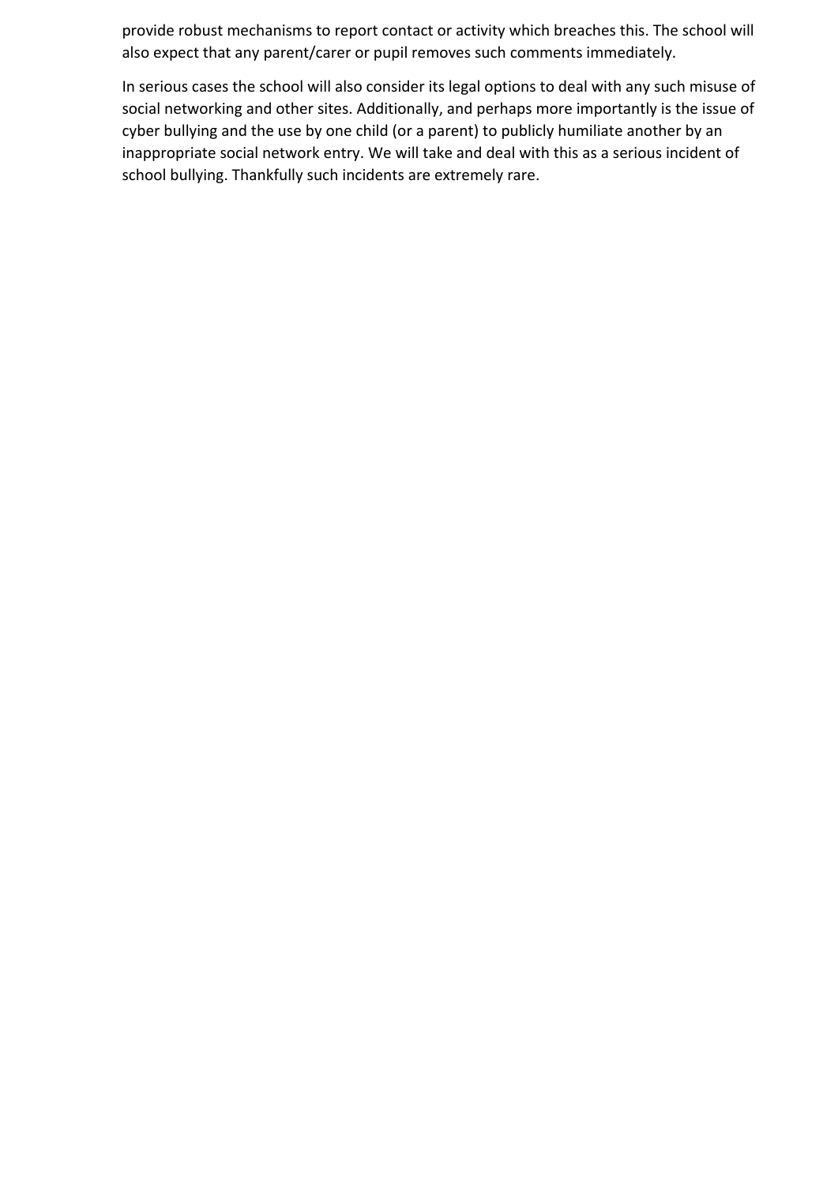provide robust mechanisms to report contact or activity which breaches this. The school will also expect that any parent/carer or pupil removes such comments immediately.

In serious cases the school will also consider its legal options to deal with any such misuse of social networking and other sites. Additionally, and perhaps more importantly is the issue of cyber bullying and the use by one child (or a parent) to publicly humiliate another by an inappropriate social network entry. We will take and deal with this as a serious incident of school bullying. Thankfully such incidents are extremely rare.